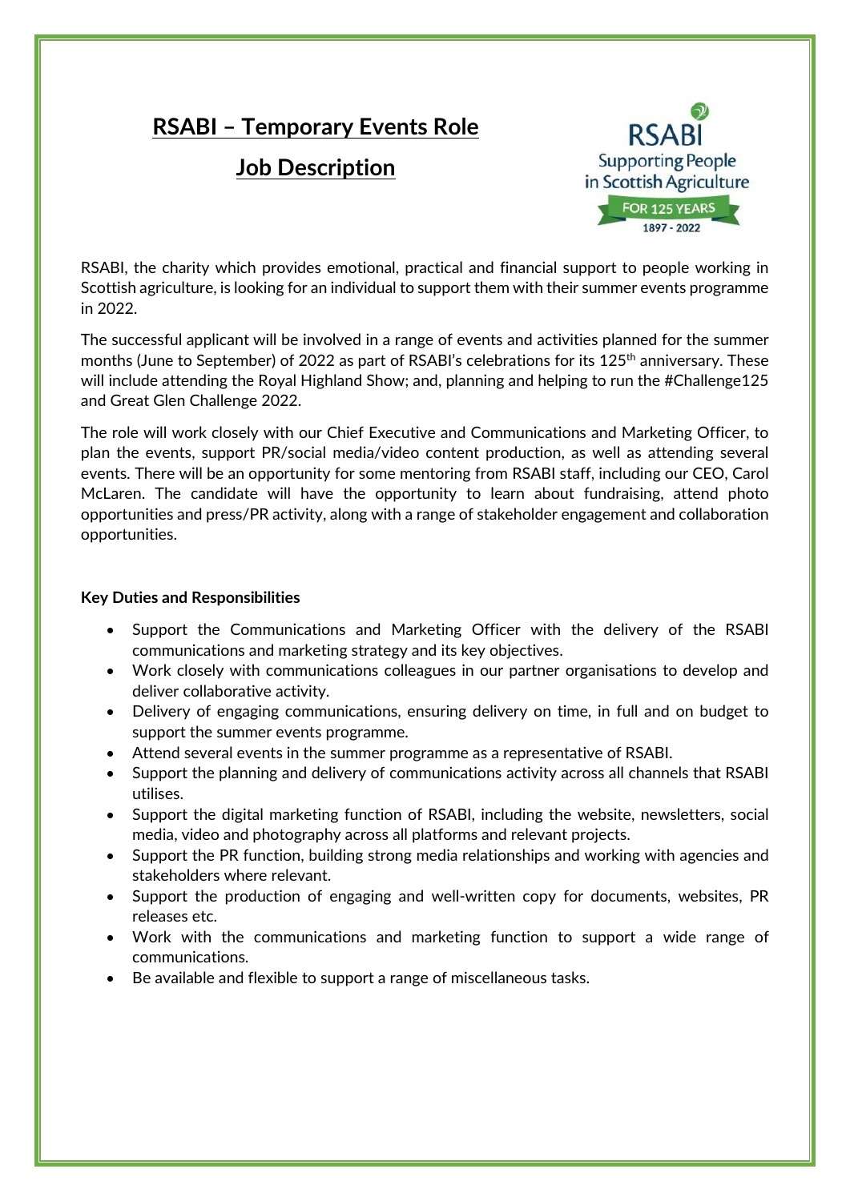# RSABI – Temporary Events Role

## Job Description

RSABI
Supporting People in Scottish Agriculture
FOR 125 YEARS
1897 - 2022

RSABI, the charity which provides emotional, practical and financial support to people working in Scottish agriculture, is looking for an individual to support them with their summer events programme in 2022.

The successful applicant will be involved in a range of events and activities planned for the summer months (June to September) of 2022 as part of RSABI's celebrations for its 125th anniversary. These will include attending the Royal Highland Show; and, planning and helping to run the #Challenge125 and Great Glen Challenge 2022.

The role will work closely with our Chief Executive and Communications and Marketing Officer, to plan the events, support PR/social media/video content production, as well as attending several events. There will be an opportunity for some mentoring from RSABI staff, including our CEO, Carol McLaren. The candidate will have the opportunity to learn about fundraising, attend photo opportunities and press/PR activity, along with a range of stakeholder engagement and collaboration opportunities.

**Key Duties and Responsibilities**

- Support the Communications and Marketing Officer with the delivery of the RSABI communications and marketing strategy and its key objectives.
- Work closely with communications colleagues in our partner organisations to develop and deliver collaborative activity.
- Delivery of engaging communications, ensuring delivery on time, in full and on budget to support the summer events programme.
- Attend several events in the summer programme as a representative of RSABI.
- Support the planning and delivery of communications activity across all channels that RSABI utilises.
- Support the digital marketing function of RSABI, including the website, newsletters, social media, video and photography across all platforms and relevant projects.
- Support the PR function, building strong media relationships and working with agencies and stakeholders where relevant.
- Support the production of engaging and well-written copy for documents, websites, PR releases etc.
- Work with the communications and marketing function to support a wide range of communications.
- Be available and flexible to support a range of miscellaneous tasks.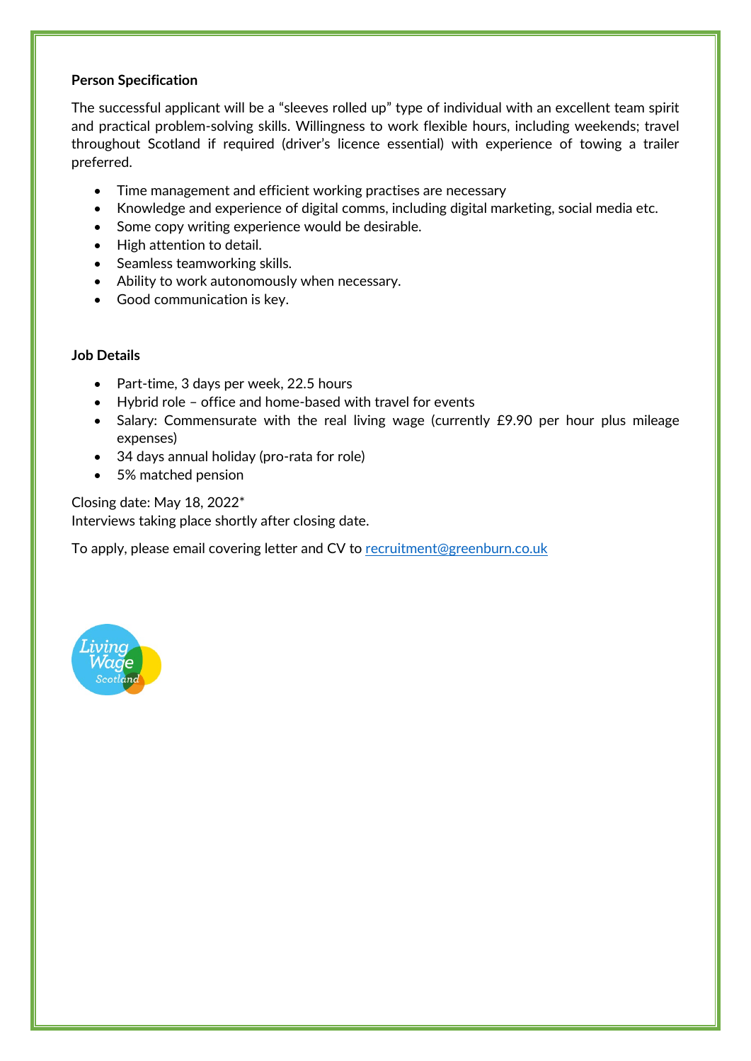**Person Specification**

The successful applicant will be a "sleeves rolled up" type of individual with an excellent team spirit and practical problem-solving skills. Willingness to work flexible hours, including weekends; travel throughout Scotland if required (driver's licence essential) with experience of towing a trailer preferred.

- Time management and efficient working practises are necessary
- Knowledge and experience of digital comms, including digital marketing, social media etc.
- Some copy writing experience would be desirable.
- High attention to detail.
- Seamless teamworking skills.
- Ability to work autonomously when necessary.
- Good communication is key.

**Job Details**

- Part-time, 3 days per week, 22.5 hours
- Hybrid role – office and home-based with travel for events
- Salary: Commensurate with the real living wage (currently £9.90 per hour plus mileage expenses)
- 34 days annual holiday (pro-rata for role)
- 5% matched pension

Closing date: May 18, 2022*
Interviews taking place shortly after closing date.

To apply, please email covering letter and CV to recruitment@greenburn.co.uk

Living Wage Scotland